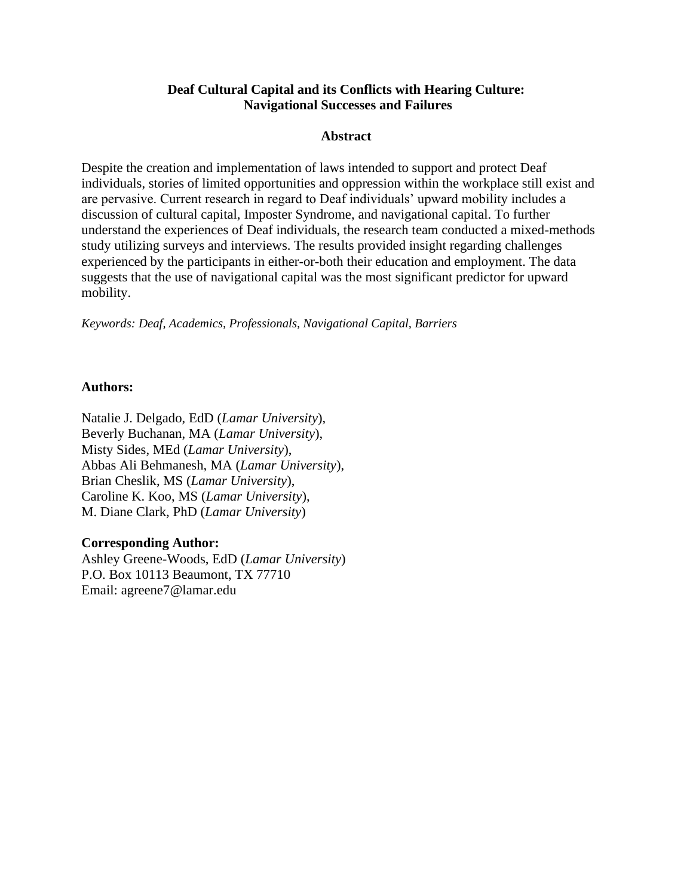# Deaf Cultural Capital and its Conflicts with Hearing Culture: Navigational Successes and Failures

## Abstract

Despite the creation and implementation of laws intended to support and protect Deaf individuals, stories of limited opportunities and oppression within the workplace still exist and are pervasive. Current research in regard to Deaf individuals' upward mobility includes a discussion of cultural capital, Imposter Syndrome, and navigational capital. To further understand the experiences of Deaf individuals, the research team conducted a mixed-methods study utilizing surveys and interviews. The results provided insight regarding challenges experienced by the participants in either-or-both their education and employment. The data suggests that the use of navigational capital was the most significant predictor for upward mobility.

*Keywords: Deaf, Academics, Professionals, Navigational Capital, Barriers*

**Authors:**

Natalie J. Delgado, EdD (*Lamar University*),
Beverly Buchanan, MA (*Lamar University*),
Misty Sides, MEd (*Lamar University*),
Abbas Ali Behmanesh, MA (*Lamar University*),
Brian Cheslik, MS (*Lamar University*),
Caroline K. Koo, MS (*Lamar University*),
M. Diane Clark, PhD (*Lamar University*)

**Corresponding Author:**
Ashley Greene-Woods, EdD (*Lamar University*)
P.O. Box 10113 Beaumont, TX 77710
Email: agreene7@lamar.edu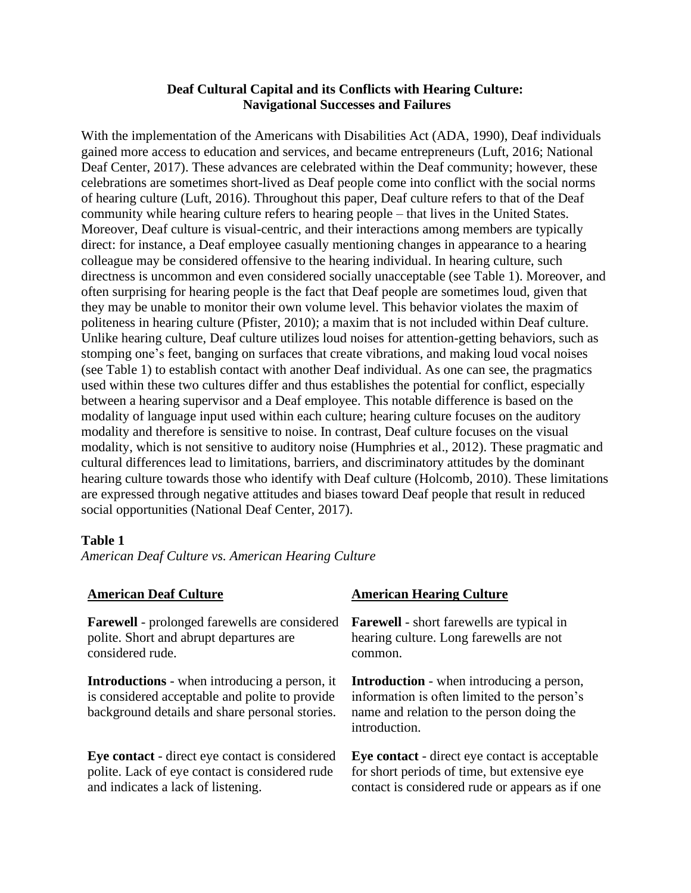**Deaf Cultural Capital and its Conflicts with Hearing Culture: Navigational Successes and Failures**

With the implementation of the Americans with Disabilities Act (ADA, 1990), Deaf individuals gained more access to education and services, and became entrepreneurs (Luft, 2016; National Deaf Center, 2017). These advances are celebrated within the Deaf community; however, these celebrations are sometimes short-lived as Deaf people come into conflict with the social norms of hearing culture (Luft, 2016). Throughout this paper, Deaf culture refers to that of the Deaf community while hearing culture refers to hearing people – that lives in the United States. Moreover, Deaf culture is visual-centric, and their interactions among members are typically direct: for instance, a Deaf employee casually mentioning changes in appearance to a hearing colleague may be considered offensive to the hearing individual. In hearing culture, such directness is uncommon and even considered socially unacceptable (see Table 1). Moreover, and often surprising for hearing people is the fact that Deaf people are sometimes loud, given that they may be unable to monitor their own volume level. This behavior violates the maxim of politeness in hearing culture (Pfister, 2010); a maxim that is not included within Deaf culture. Unlike hearing culture, Deaf culture utilizes loud noises for attention-getting behaviors, such as stomping one's feet, banging on surfaces that create vibrations, and making loud vocal noises (see Table 1) to establish contact with another Deaf individual. As one can see, the pragmatics used within these two cultures differ and thus establishes the potential for conflict, especially between a hearing supervisor and a Deaf employee. This notable difference is based on the modality of language input used within each culture; hearing culture focuses on the auditory modality and therefore is sensitive to noise. In contrast, Deaf culture focuses on the visual modality, which is not sensitive to auditory noise (Humphries et al., 2012). These pragmatic and cultural differences lead to limitations, barriers, and discriminatory attitudes by the dominant hearing culture towards those who identify with Deaf culture (Holcomb, 2010). These limitations are expressed through negative attitudes and biases toward Deaf people that result in reduced social opportunities (National Deaf Center, 2017).

**Table 1**

*American Deaf Culture vs. American Hearing Culture*

| American Deaf Culture | American Hearing Culture |
|---|---|
| **Farewell** - prolonged farewells are considered polite. Short and abrupt departures are considered rude. | **Farewell** - short farewells are typical in hearing culture. Long farewells are not common. |
| **Introductions** - when introducing a person, it is considered acceptable and polite to provide background details and share personal stories. | **Introduction** - when introducing a person, information is often limited to the person's name and relation to the person doing the introduction. |
| **Eye contact** - direct eye contact is considered polite. Lack of eye contact is considered rude and indicates a lack of listening. | **Eye contact** - direct eye contact is acceptable for short periods of time, but extensive eye contact is considered rude or appears as if one |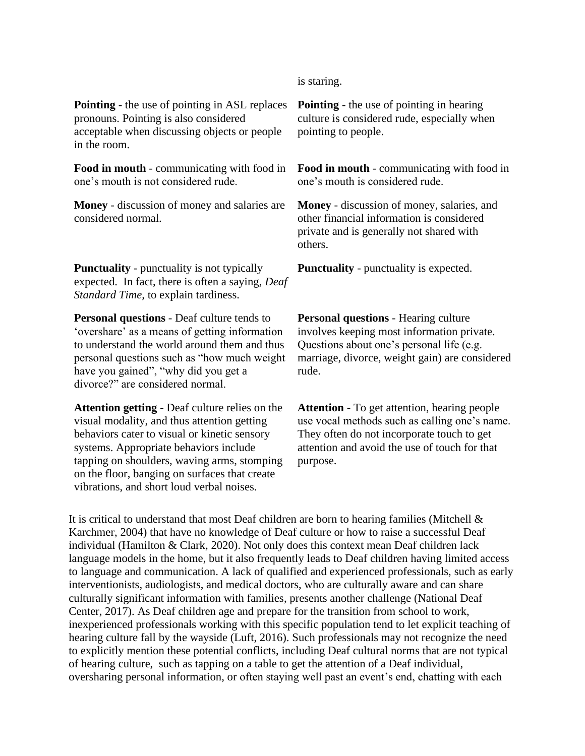| | |
|---|---|
| | is staring. |
| **Pointing** - the use of pointing in ASL replaces pronouns. Pointing is also considered acceptable when discussing objects or people in the room. | **Pointing** - the use of pointing in hearing culture is considered rude, especially when pointing to people. |
| **Food in mouth** - communicating with food in one's mouth is not considered rude. | **Food in mouth** - communicating with food in one's mouth is considered rude. |
| **Money** - discussion of money and salaries are considered normal. | **Money** - discussion of money, salaries, and other financial information is considered private and is generally not shared with others. |
| **Punctuality** - punctuality is not typically expected. In fact, there is often a saying, *Deaf Standard Time,* to explain tardiness. | **Punctuality** - punctuality is expected. |
| **Personal questions** - Deaf culture tends to 'overshare' as a means of getting information to understand the world around them and thus personal questions such as "how much weight have you gained", "why did you get a divorce?" are considered normal. | **Personal questions** - Hearing culture involves keeping most information private. Questions about one's personal life (e.g. marriage, divorce, weight gain) are considered rude. |
| **Attention getting** - Deaf culture relies on the visual modality, and thus attention getting behaviors cater to visual or kinetic sensory systems. Appropriate behaviors include tapping on shoulders, waving arms, stomping on the floor, banging on surfaces that create vibrations, and short loud verbal noises. | **Attention** - To get attention, hearing people use vocal methods such as calling one's name. They often do not incorporate touch to get attention and avoid the use of touch for that purpose. |

It is critical to understand that most Deaf children are born to hearing families (Mitchell & Karchmer, 2004) that have no knowledge of Deaf culture or how to raise a successful Deaf individual (Hamilton & Clark, 2020). Not only does this context mean Deaf children lack language models in the home, but it also frequently leads to Deaf children having limited access to language and communication. A lack of qualified and experienced professionals, such as early interventionists, audiologists, and medical doctors, who are culturally aware and can share culturally significant information with families, presents another challenge (National Deaf Center, 2017). As Deaf children age and prepare for the transition from school to work, inexperienced professionals working with this specific population tend to let explicit teaching of hearing culture fall by the wayside (Luft, 2016). Such professionals may not recognize the need to explicitly mention these potential conflicts, including Deaf cultural norms that are not typical of hearing culture, such as tapping on a table to get the attention of a Deaf individual, oversharing personal information, or often staying well past an event's end, chatting with each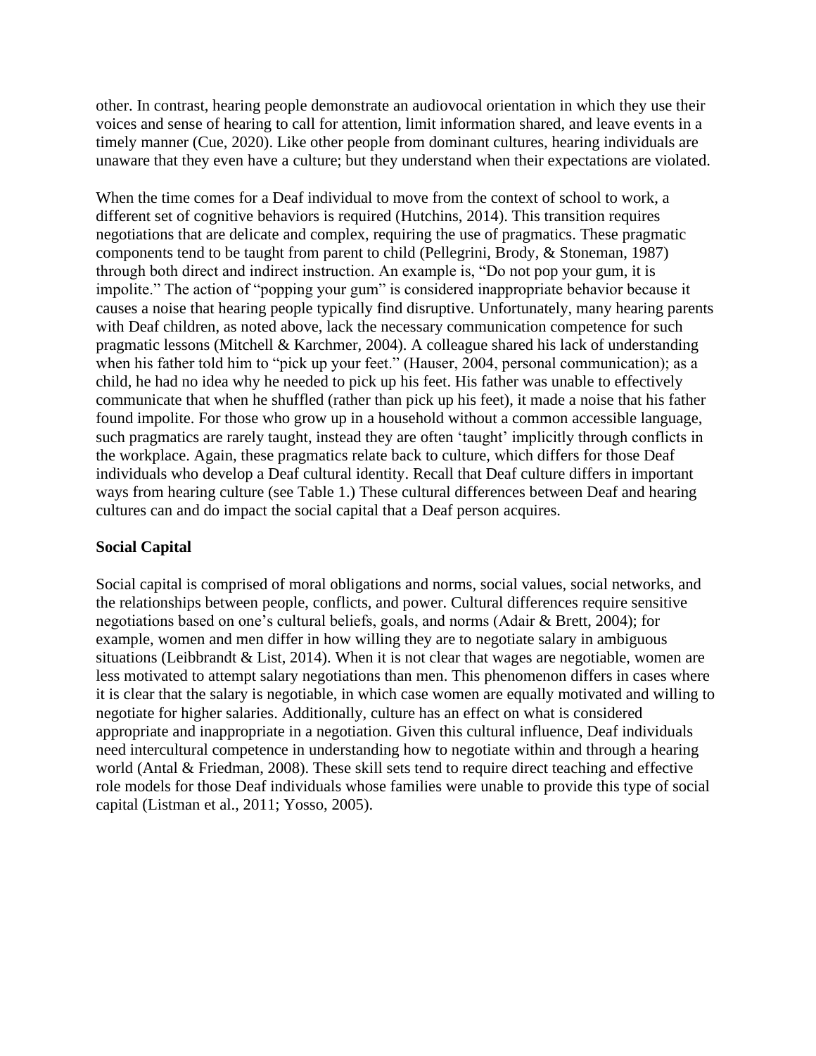other. In contrast, hearing people demonstrate an audiovocal orientation in which they use their voices and sense of hearing to call for attention, limit information shared, and leave events in a timely manner (Cue, 2020). Like other people from dominant cultures, hearing individuals are unaware that they even have a culture; but they understand when their expectations are violated.

When the time comes for a Deaf individual to move from the context of school to work, a different set of cognitive behaviors is required (Hutchins, 2014). This transition requires negotiations that are delicate and complex, requiring the use of pragmatics. These pragmatic components tend to be taught from parent to child (Pellegrini, Brody, & Stoneman, 1987) through both direct and indirect instruction. An example is, "Do not pop your gum, it is impolite." The action of "popping your gum" is considered inappropriate behavior because it causes a noise that hearing people typically find disruptive. Unfortunately, many hearing parents with Deaf children, as noted above, lack the necessary communication competence for such pragmatic lessons (Mitchell & Karchmer, 2004). A colleague shared his lack of understanding when his father told him to "pick up your feet." (Hauser, 2004, personal communication); as a child, he had no idea why he needed to pick up his feet. His father was unable to effectively communicate that when he shuffled (rather than pick up his feet), it made a noise that his father found impolite. For those who grow up in a household without a common accessible language, such pragmatics are rarely taught, instead they are often 'taught' implicitly through conflicts in the workplace. Again, these pragmatics relate back to culture, which differs for those Deaf individuals who develop a Deaf cultural identity. Recall that Deaf culture differs in important ways from hearing culture (see Table 1.) These cultural differences between Deaf and hearing cultures can and do impact the social capital that a Deaf person acquires.

**Social Capital**

Social capital is comprised of moral obligations and norms, social values, social networks, and the relationships between people, conflicts, and power. Cultural differences require sensitive negotiations based on one's cultural beliefs, goals, and norms (Adair & Brett, 2004); for example, women and men differ in how willing they are to negotiate salary in ambiguous situations (Leibbrandt & List, 2014). When it is not clear that wages are negotiable, women are less motivated to attempt salary negotiations than men. This phenomenon differs in cases where it is clear that the salary is negotiable, in which case women are equally motivated and willing to negotiate for higher salaries. Additionally, culture has an effect on what is considered appropriate and inappropriate in a negotiation. Given this cultural influence, Deaf individuals need intercultural competence in understanding how to negotiate within and through a hearing world (Antal & Friedman, 2008). These skill sets tend to require direct teaching and effective role models for those Deaf individuals whose families were unable to provide this type of social capital (Listman et al., 2011; Yosso, 2005).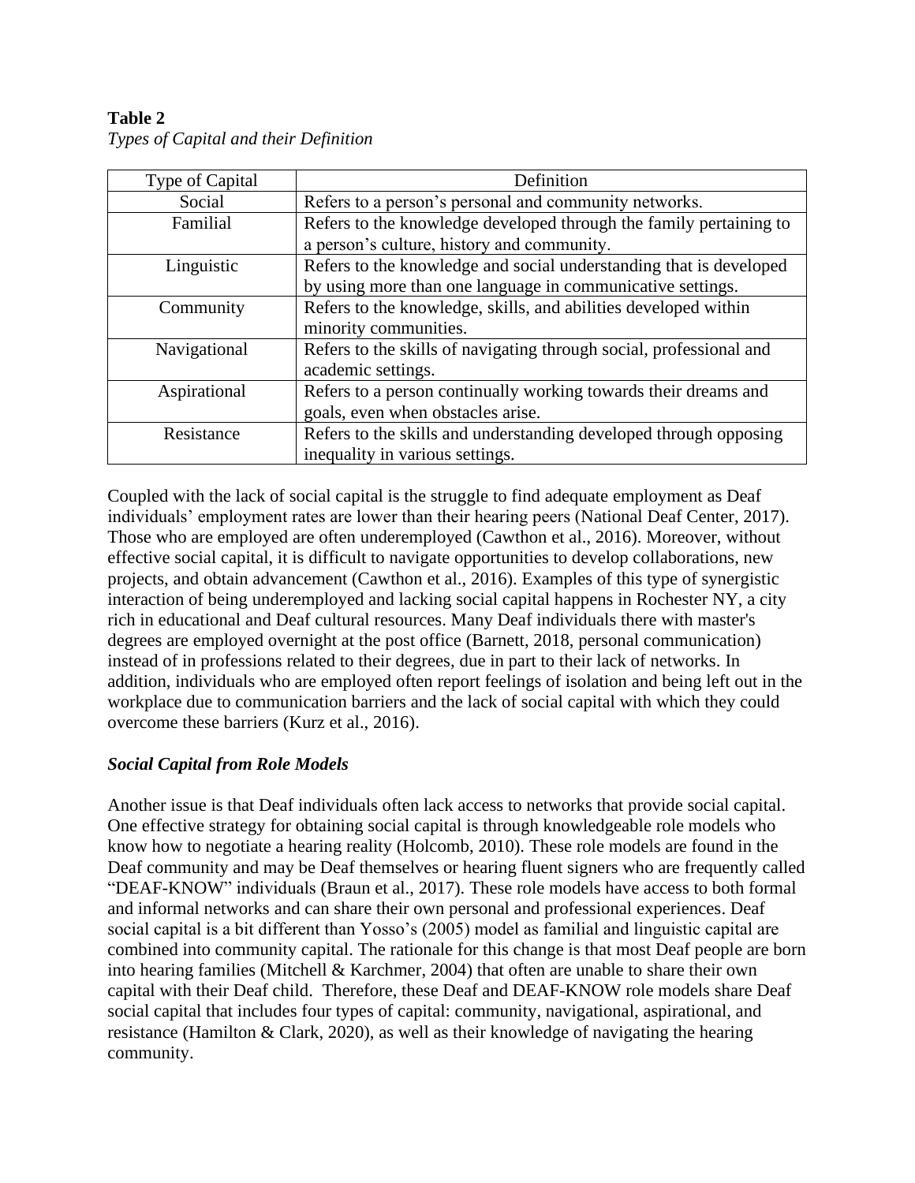**Table 2**

*Types of Capital and their Definition*

| Type of Capital | Definition |
|---|---|
| Social | Refers to a person's personal and community networks. |
| Familial | Refers to the knowledge developed through the family pertaining to a person's culture, history and community. |
| Linguistic | Refers to the knowledge and social understanding that is developed by using more than one language in communicative settings. |
| Community | Refers to the knowledge, skills, and abilities developed within minority communities. |
| Navigational | Refers to the skills of navigating through social, professional and academic settings. |
| Aspirational | Refers to a person continually working towards their dreams and goals, even when obstacles arise. |
| Resistance | Refers to the skills and understanding developed through opposing inequality in various settings. |

Coupled with the lack of social capital is the struggle to find adequate employment as Deaf individuals' employment rates are lower than their hearing peers (National Deaf Center, 2017). Those who are employed are often underemployed (Cawthon et al., 2016). Moreover, without effective social capital, it is difficult to navigate opportunities to develop collaborations, new projects, and obtain advancement (Cawthon et al., 2016). Examples of this type of synergistic interaction of being underemployed and lacking social capital happens in Rochester NY, a city rich in educational and Deaf cultural resources. Many Deaf individuals there with master's degrees are employed overnight at the post office (Barnett, 2018, personal communication) instead of in professions related to their degrees, due in part to their lack of networks. In addition, individuals who are employed often report feelings of isolation and being left out in the workplace due to communication barriers and the lack of social capital with which they could overcome these barriers (Kurz et al., 2016).

### *Social Capital from Role Models*

Another issue is that Deaf individuals often lack access to networks that provide social capital. One effective strategy for obtaining social capital is through knowledgeable role models who know how to negotiate a hearing reality (Holcomb, 2010). These role models are found in the Deaf community and may be Deaf themselves or hearing fluent signers who are frequently called "DEAF-KNOW" individuals (Braun et al., 2017). These role models have access to both formal and informal networks and can share their own personal and professional experiences. Deaf social capital is a bit different than Yosso's (2005) model as familial and linguistic capital are combined into community capital. The rationale for this change is that most Deaf people are born into hearing families (Mitchell & Karchmer, 2004) that often are unable to share their own capital with their Deaf child. Therefore, these Deaf and DEAF-KNOW role models share Deaf social capital that includes four types of capital: community, navigational, aspirational, and resistance (Hamilton & Clark, 2020), as well as their knowledge of navigating the hearing community.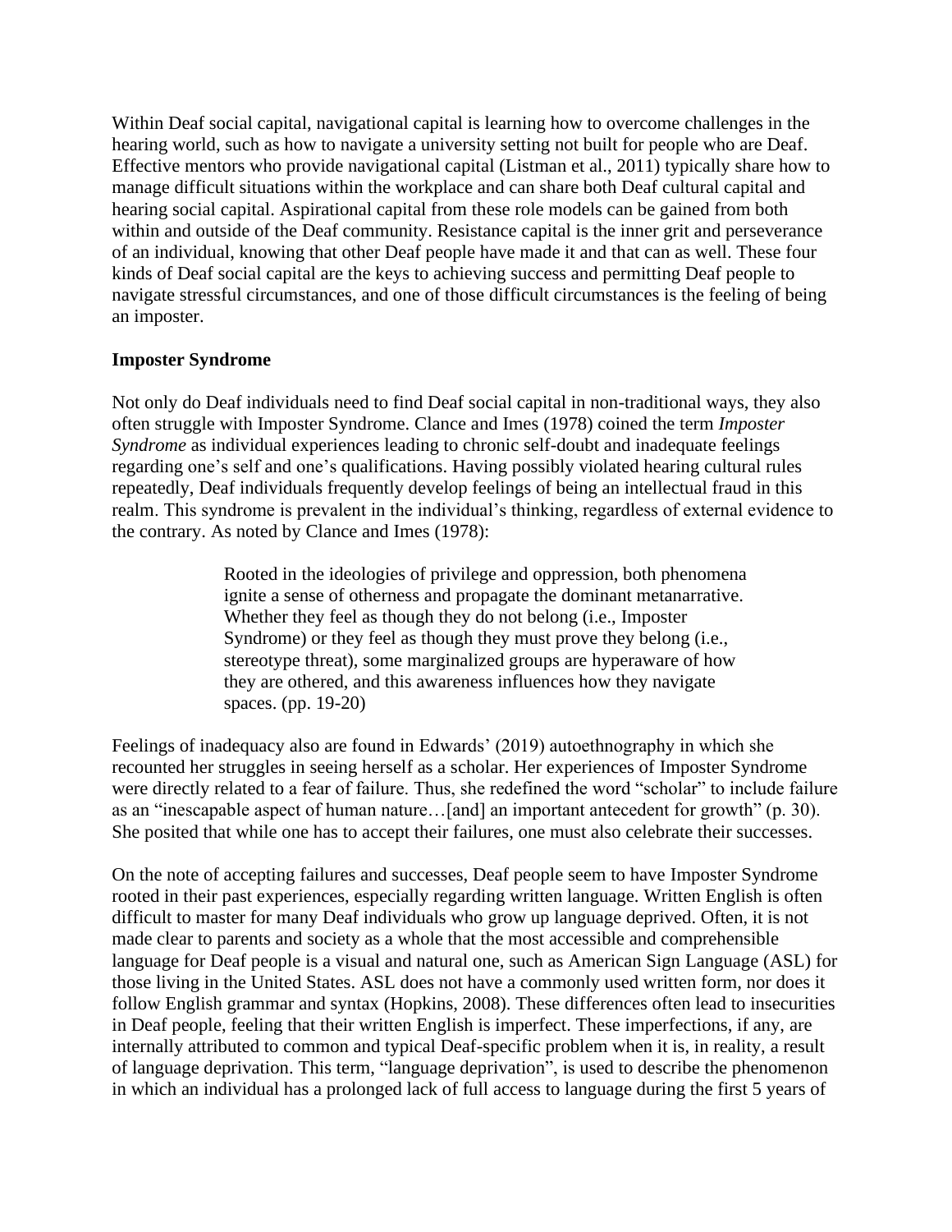Within Deaf social capital, navigational capital is learning how to overcome challenges in the hearing world, such as how to navigate a university setting not built for people who are Deaf. Effective mentors who provide navigational capital (Listman et al., 2011) typically share how to manage difficult situations within the workplace and can share both Deaf cultural capital and hearing social capital. Aspirational capital from these role models can be gained from both within and outside of the Deaf community. Resistance capital is the inner grit and perseverance of an individual, knowing that other Deaf people have made it and that can as well. These four kinds of Deaf social capital are the keys to achieving success and permitting Deaf people to navigate stressful circumstances, and one of those difficult circumstances is the feeling of being an imposter.

**Imposter Syndrome**

Not only do Deaf individuals need to find Deaf social capital in non-traditional ways, they also often struggle with Imposter Syndrome. Clance and Imes (1978) coined the term *Imposter Syndrome* as individual experiences leading to chronic self-doubt and inadequate feelings regarding one's self and one's qualifications. Having possibly violated hearing cultural rules repeatedly, Deaf individuals frequently develop feelings of being an intellectual fraud in this realm. This syndrome is prevalent in the individual's thinking, regardless of external evidence to the contrary. As noted by Clance and Imes (1978):

> Rooted in the ideologies of privilege and oppression, both phenomena ignite a sense of otherness and propagate the dominant metanarrative. Whether they feel as though they do not belong (i.e., Imposter Syndrome) or they feel as though they must prove they belong (i.e., stereotype threat), some marginalized groups are hyperaware of how they are othered, and this awareness influences how they navigate spaces. (pp. 19-20)

Feelings of inadequacy also are found in Edwards' (2019) autoethnography in which she recounted her struggles in seeing herself as a scholar. Her experiences of Imposter Syndrome were directly related to a fear of failure. Thus, she redefined the word "scholar" to include failure as an "inescapable aspect of human nature…[and] an important antecedent for growth" (p. 30). She posited that while one has to accept their failures, one must also celebrate their successes.

On the note of accepting failures and successes, Deaf people seem to have Imposter Syndrome rooted in their past experiences, especially regarding written language. Written English is often difficult to master for many Deaf individuals who grow up language deprived. Often, it is not made clear to parents and society as a whole that the most accessible and comprehensible language for Deaf people is a visual and natural one, such as American Sign Language (ASL) for those living in the United States. ASL does not have a commonly used written form, nor does it follow English grammar and syntax (Hopkins, 2008). These differences often lead to insecurities in Deaf people, feeling that their written English is imperfect. These imperfections, if any, are internally attributed to common and typical Deaf-specific problem when it is, in reality, a result of language deprivation. This term, "language deprivation", is used to describe the phenomenon in which an individual has a prolonged lack of full access to language during the first 5 years of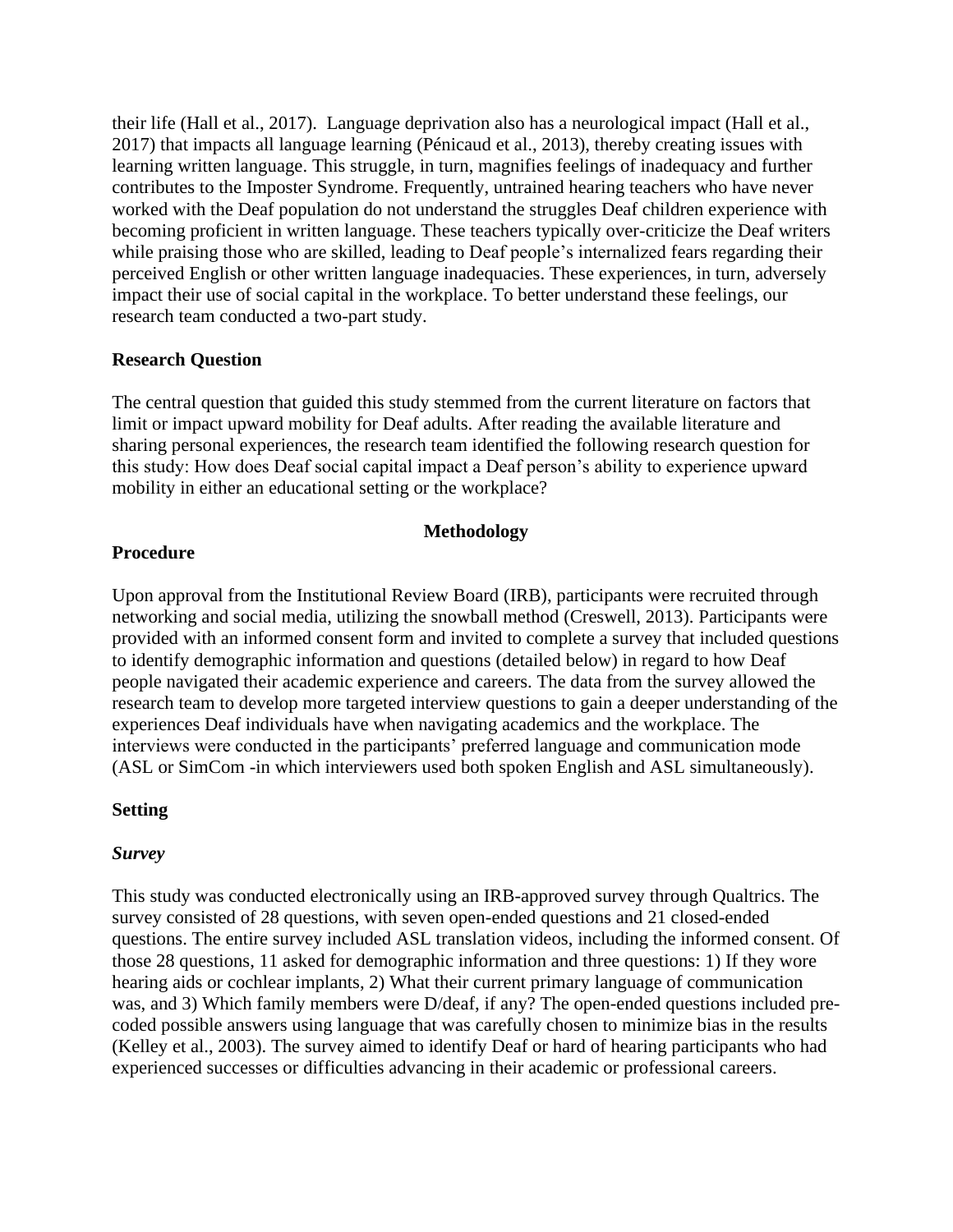their life (Hall et al., 2017). Language deprivation also has a neurological impact (Hall et al., 2017) that impacts all language learning (Pénicaud et al., 2013), thereby creating issues with learning written language. This struggle, in turn, magnifies feelings of inadequacy and further contributes to the Imposter Syndrome. Frequently, untrained hearing teachers who have never worked with the Deaf population do not understand the struggles Deaf children experience with becoming proficient in written language. These teachers typically over-criticize the Deaf writers while praising those who are skilled, leading to Deaf people's internalized fears regarding their perceived English or other written language inadequacies. These experiences, in turn, adversely impact their use of social capital in the workplace. To better understand these feelings, our research team conducted a two-part study.

## Research Question

The central question that guided this study stemmed from the current literature on factors that limit or impact upward mobility for Deaf adults. After reading the available literature and sharing personal experiences, the research team identified the following research question for this study: How does Deaf social capital impact a Deaf person's ability to experience upward mobility in either an educational setting or the workplace?

# Methodology

## Procedure

Upon approval from the Institutional Review Board (IRB), participants were recruited through networking and social media, utilizing the snowball method (Creswell, 2013). Participants were provided with an informed consent form and invited to complete a survey that included questions to identify demographic information and questions (detailed below) in regard to how Deaf people navigated their academic experience and careers. The data from the survey allowed the research team to develop more targeted interview questions to gain a deeper understanding of the experiences Deaf individuals have when navigating academics and the workplace. The interviews were conducted in the participants' preferred language and communication mode (ASL or SimCom -in which interviewers used both spoken English and ASL simultaneously).

## Setting

### *Survey*

This study was conducted electronically using an IRB-approved survey through Qualtrics. The survey consisted of 28 questions, with seven open-ended questions and 21 closed-ended questions. The entire survey included ASL translation videos, including the informed consent. Of those 28 questions, 11 asked for demographic information and three questions: 1) If they wore hearing aids or cochlear implants, 2) What their current primary language of communication was, and 3) Which family members were D/deaf, if any? The open-ended questions included pre-coded possible answers using language that was carefully chosen to minimize bias in the results (Kelley et al., 2003). The survey aimed to identify Deaf or hard of hearing participants who had experienced successes or difficulties advancing in their academic or professional careers.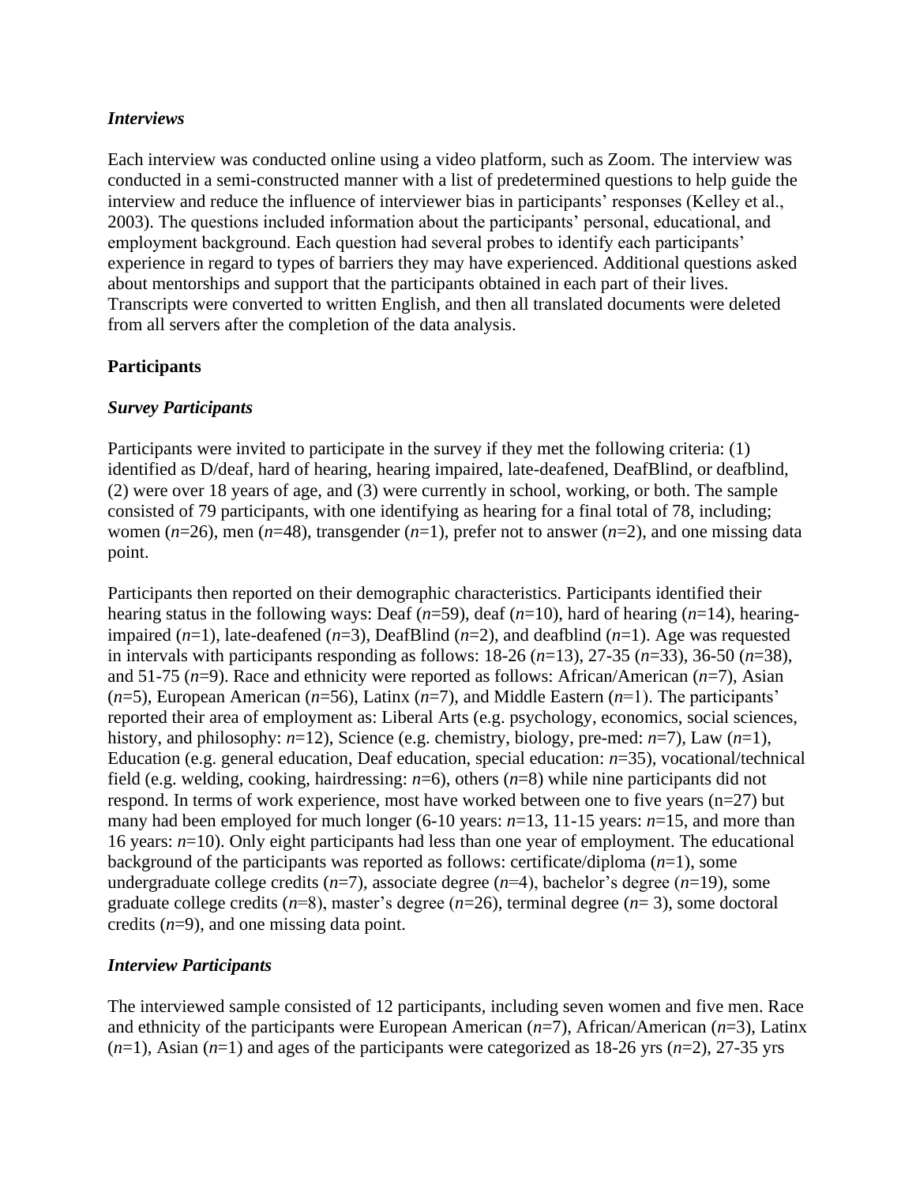### *Interviews*

Each interview was conducted online using a video platform, such as Zoom. The interview was conducted in a semi-constructed manner with a list of predetermined questions to help guide the interview and reduce the influence of interviewer bias in participants' responses (Kelley et al., 2003). The questions included information about the participants' personal, educational, and employment background. Each question had several probes to identify each participants' experience in regard to types of barriers they may have experienced. Additional questions asked about mentorships and support that the participants obtained in each part of their lives. Transcripts were converted to written English, and then all translated documents were deleted from all servers after the completion of the data analysis.

## Participants

### *Survey Participants*

Participants were invited to participate in the survey if they met the following criteria: (1) identified as D/deaf, hard of hearing, hearing impaired, late-deafened, DeafBlind, or deafblind, (2) were over 18 years of age, and (3) were currently in school, working, or both. The sample consisted of 79 participants, with one identifying as hearing for a final total of 78, including; women (*n*=26), men (*n*=48), transgender (*n*=1), prefer not to answer (*n*=2), and one missing data point.

Participants then reported on their demographic characteristics. Participants identified their hearing status in the following ways: Deaf (*n*=59), deaf (*n*=10), hard of hearing (*n*=14), hearing-impaired (*n*=1), late-deafened (*n*=3), DeafBlind (*n*=2), and deafblind (*n*=1). Age was requested in intervals with participants responding as follows: 18-26 (*n*=13), 27-35 (*n*=33), 36-50 (*n*=38), and 51-75 (*n*=9). Race and ethnicity were reported as follows: African/American (*n*=7), Asian (*n*=5), European American (*n*=56), Latinx (*n*=7), and Middle Eastern (*n*=1). The participants' reported their area of employment as: Liberal Arts (e.g. psychology, economics, social sciences, history, and philosophy: *n*=12), Science (e.g. chemistry, biology, pre-med: *n*=7), Law (*n*=1), Education (e.g. general education, Deaf education, special education: *n*=35), vocational/technical field (e.g. welding, cooking, hairdressing: *n*=6), others (*n*=8) while nine participants did not respond. In terms of work experience, most have worked between one to five years (n=27) but many had been employed for much longer (6-10 years: *n*=13, 11-15 years: *n*=15, and more than 16 years: *n*=10). Only eight participants had less than one year of employment. The educational background of the participants was reported as follows: certificate/diploma (*n*=1), some undergraduate college credits (*n*=7), associate degree (*n*=4), bachelor's degree (*n*=19), some graduate college credits (*n*=8), master's degree (*n*=26), terminal degree (*n*= 3), some doctoral credits (*n*=9), and one missing data point.

### *Interview Participants*

The interviewed sample consisted of 12 participants, including seven women and five men. Race and ethnicity of the participants were European American (*n*=7), African/American (*n*=3), Latinx (*n*=1), Asian (*n*=1) and ages of the participants were categorized as 18-26 yrs (*n*=2), 27-35 yrs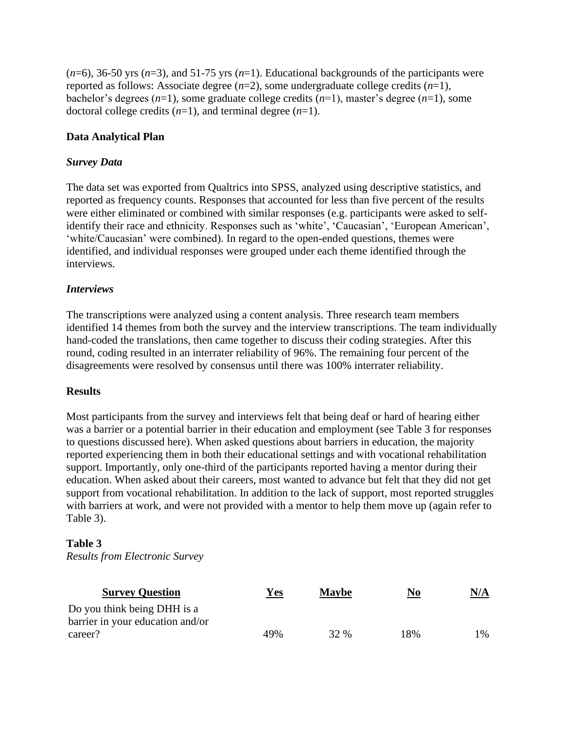(*n*=6), 36-50 yrs (*n*=3), and 51-75 yrs (*n*=1). Educational backgrounds of the participants were reported as follows: Associate degree (*n*=2), some undergraduate college credits (*n*=1), bachelor's degrees (*n*=1), some graduate college credits (*n*=1), master's degree (*n*=1), some doctoral college credits (*n*=1), and terminal degree (*n*=1).

## Data Analytical Plan

### *Survey Data*

The data set was exported from Qualtrics into SPSS, analyzed using descriptive statistics, and reported as frequency counts. Responses that accounted for less than five percent of the results were either eliminated or combined with similar responses (e.g. participants were asked to self-identify their race and ethnicity. Responses such as 'white', 'Caucasian', 'European American', 'white/Caucasian' were combined). In regard to the open-ended questions, themes were identified, and individual responses were grouped under each theme identified through the interviews.

### *Interviews*

The transcriptions were analyzed using a content analysis. Three research team members identified 14 themes from both the survey and the interview transcriptions. The team individually hand-coded the translations, then came together to discuss their coding strategies. After this round, coding resulted in an interrater reliability of 96%. The remaining four percent of the disagreements were resolved by consensus until there was 100% interrater reliability.

## Results

Most participants from the survey and interviews felt that being deaf or hard of hearing either was a barrier or a potential barrier in their education and employment (see Table 3 for responses to questions discussed here). When asked questions about barriers in education, the majority reported experiencing them in both their educational settings and with vocational rehabilitation support. Importantly, only one-third of the participants reported having a mentor during their education. When asked about their careers, most wanted to advance but felt that they did not get support from vocational rehabilitation. In addition to the lack of support, most reported struggles with barriers at work, and were not provided with a mentor to help them move up (again refer to Table 3).

**Table 3**
*Results from Electronic Survey*

| Survey Question | Yes | Maybe | No | N/A |
|---|---|---|---|---|
| Do you think being DHH is a barrier in your education and/or career? | 49% | 32 % | 18% | 1% |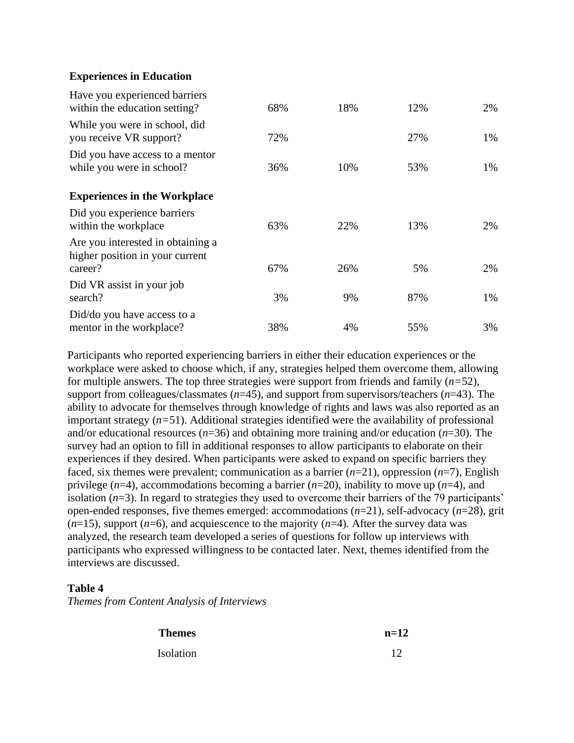| | | | | |
|---|---|---|---|---|
| **Experiences in Education** | | | | |
| Have you experienced barriers within the education setting? | 68% | 18% | 12% | 2% |
| While you were in school, did you receive VR support? | 72% | | 27% | 1% |
| Did you have access to a mentor while you were in school? | 36% | 10% | 53% | 1% |
| **Experiences in the Workplace** | | | | |
| Did you experience barriers within the workplace | 63% | 22% | 13% | 2% |
| Are you interested in obtaining a higher position in your current career? | 67% | 26% | 5% | 2% |
| Did VR assist in your job search? | 3% | 9% | 87% | 1% |
| Did/do you have access to a mentor in the workplace? | 38% | 4% | 55% | 3% |

Participants who reported experiencing barriers in either their education experiences or the workplace were asked to choose which, if any, strategies helped them overcome them, allowing for multiple answers. The top three strategies were support from friends and family (*n*=52), support from colleagues/classmates (*n*=45), and support from supervisors/teachers (*n*=43). The ability to advocate for themselves through knowledge of rights and laws was also reported as an important strategy (*n*=51). Additional strategies identified were the availability of professional and/or educational resources (*n*=36) and obtaining more training and/or education (*n*=30). The survey had an option to fill in additional responses to allow participants to elaborate on their experiences if they desired. When participants were asked to expand on specific barriers they faced, six themes were prevalent; communication as a barrier (*n*=21), oppression (*n*=7), English privilege (*n*=4), accommodations becoming a barrier (*n*=20), inability to move up (*n*=4), and isolation (*n*=3). In regard to strategies they used to overcome their barriers of the 79 participants' open-ended responses, five themes emerged: accommodations (*n*=21), self-advocacy (*n*=28), grit (*n*=15), support (*n*=6), and acquiescence to the majority (*n*=4). After the survey data was analyzed, the research team developed a series of questions for follow up interviews with participants who expressed willingness to be contacted later. Next, themes identified from the interviews are discussed.

**Table 4**

*Themes from Content Analysis of Interviews*

| **Themes** | **n=12** |
|---|---|
| Isolation | 12 |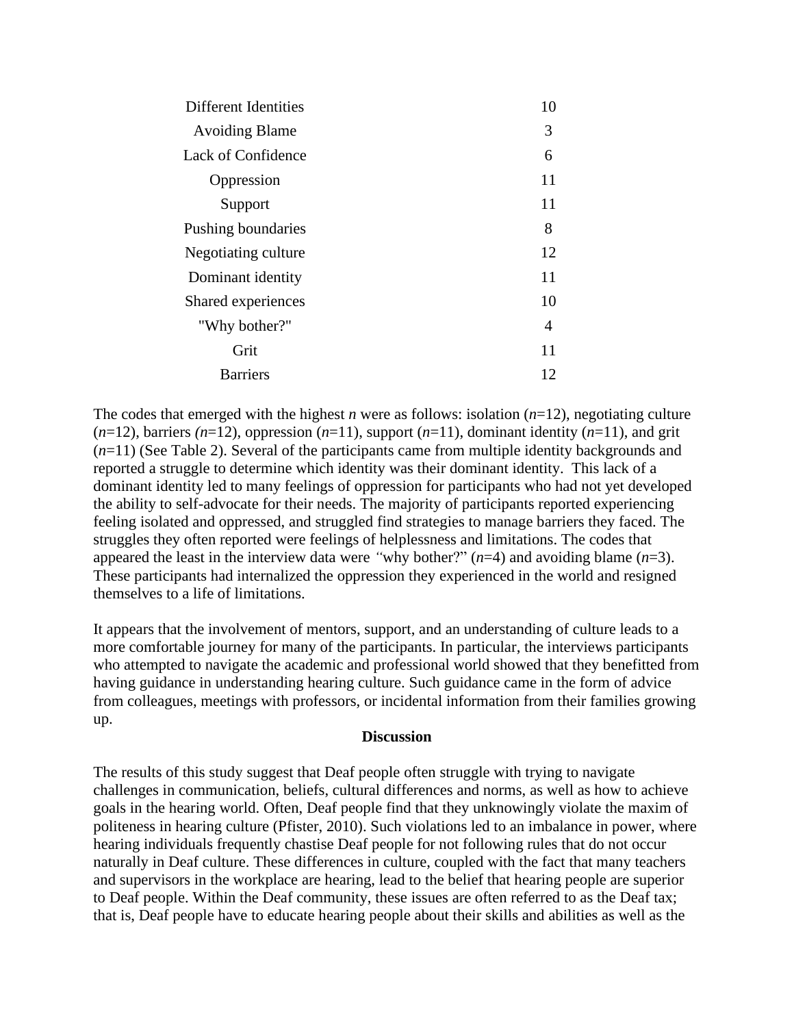| | |
|---|---|
| Different Identities | 10 |
| Avoiding Blame | 3 |
| Lack of Confidence | 6 |
| Oppression | 11 |
| Support | 11 |
| Pushing boundaries | 8 |
| Negotiating culture | 12 |
| Dominant identity | 11 |
| Shared experiences | 10 |
| "Why bother?" | 4 |
| Grit | 11 |
| Barriers | 12 |

The codes that emerged with the highest *n* were as follows: isolation (*n*=12), negotiating culture (*n*=12), barriers *(n*=12), oppression (*n*=11), support (*n*=11), dominant identity (*n*=11), and grit (*n*=11) (See Table 2). Several of the participants came from multiple identity backgrounds and reported a struggle to determine which identity was their dominant identity. This lack of a dominant identity led to many feelings of oppression for participants who had not yet developed the ability to self-advocate for their needs. The majority of participants reported experiencing feeling isolated and oppressed, and struggled find strategies to manage barriers they faced. The struggles they often reported were feelings of helplessness and limitations. The codes that appeared the least in the interview data were *"*why bother?" (*n*=4) and avoiding blame (*n*=3). These participants had internalized the oppression they experienced in the world and resigned themselves to a life of limitations.

It appears that the involvement of mentors, support, and an understanding of culture leads to a more comfortable journey for many of the participants. In particular, the interviews participants who attempted to navigate the academic and professional world showed that they benefitted from having guidance in understanding hearing culture. Such guidance came in the form of advice from colleagues, meetings with professors, or incidental information from their families growing up.

## Discussion

The results of this study suggest that Deaf people often struggle with trying to navigate challenges in communication, beliefs, cultural differences and norms, as well as how to achieve goals in the hearing world. Often, Deaf people find that they unknowingly violate the maxim of politeness in hearing culture (Pfister, 2010). Such violations led to an imbalance in power, where hearing individuals frequently chastise Deaf people for not following rules that do not occur naturally in Deaf culture. These differences in culture, coupled with the fact that many teachers and supervisors in the workplace are hearing, lead to the belief that hearing people are superior to Deaf people. Within the Deaf community, these issues are often referred to as the Deaf tax; that is, Deaf people have to educate hearing people about their skills and abilities as well as the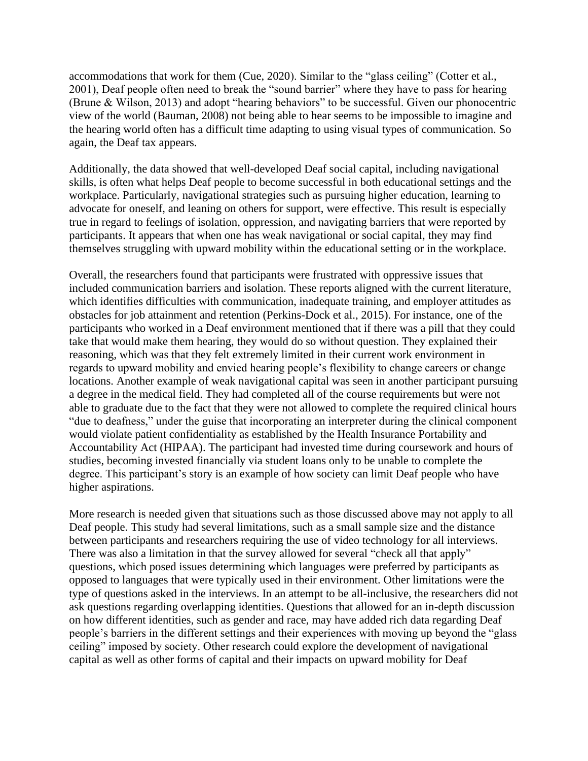accommodations that work for them (Cue, 2020). Similar to the "glass ceiling" (Cotter et al., 2001), Deaf people often need to break the "sound barrier" where they have to pass for hearing (Brune & Wilson, 2013) and adopt "hearing behaviors" to be successful. Given our phonocentric view of the world (Bauman, 2008) not being able to hear seems to be impossible to imagine and the hearing world often has a difficult time adapting to using visual types of communication. So again, the Deaf tax appears.

Additionally, the data showed that well-developed Deaf social capital, including navigational skills, is often what helps Deaf people to become successful in both educational settings and the workplace. Particularly, navigational strategies such as pursuing higher education, learning to advocate for oneself, and leaning on others for support, were effective. This result is especially true in regard to feelings of isolation, oppression, and navigating barriers that were reported by participants. It appears that when one has weak navigational or social capital, they may find themselves struggling with upward mobility within the educational setting or in the workplace.

Overall, the researchers found that participants were frustrated with oppressive issues that included communication barriers and isolation. These reports aligned with the current literature, which identifies difficulties with communication, inadequate training, and employer attitudes as obstacles for job attainment and retention (Perkins-Dock et al., 2015). For instance, one of the participants who worked in a Deaf environment mentioned that if there was a pill that they could take that would make them hearing, they would do so without question. They explained their reasoning, which was that they felt extremely limited in their current work environment in regards to upward mobility and envied hearing people's flexibility to change careers or change locations. Another example of weak navigational capital was seen in another participant pursuing a degree in the medical field. They had completed all of the course requirements but were not able to graduate due to the fact that they were not allowed to complete the required clinical hours "due to deafness," under the guise that incorporating an interpreter during the clinical component would violate patient confidentiality as established by the Health Insurance Portability and Accountability Act (HIPAA). The participant had invested time during coursework and hours of studies, becoming invested financially via student loans only to be unable to complete the degree. This participant's story is an example of how society can limit Deaf people who have higher aspirations.

More research is needed given that situations such as those discussed above may not apply to all Deaf people. This study had several limitations, such as a small sample size and the distance between participants and researchers requiring the use of video technology for all interviews. There was also a limitation in that the survey allowed for several "check all that apply" questions, which posed issues determining which languages were preferred by participants as opposed to languages that were typically used in their environment. Other limitations were the type of questions asked in the interviews. In an attempt to be all-inclusive, the researchers did not ask questions regarding overlapping identities. Questions that allowed for an in-depth discussion on how different identities, such as gender and race, may have added rich data regarding Deaf people's barriers in the different settings and their experiences with moving up beyond the "glass ceiling" imposed by society. Other research could explore the development of navigational capital as well as other forms of capital and their impacts on upward mobility for Deaf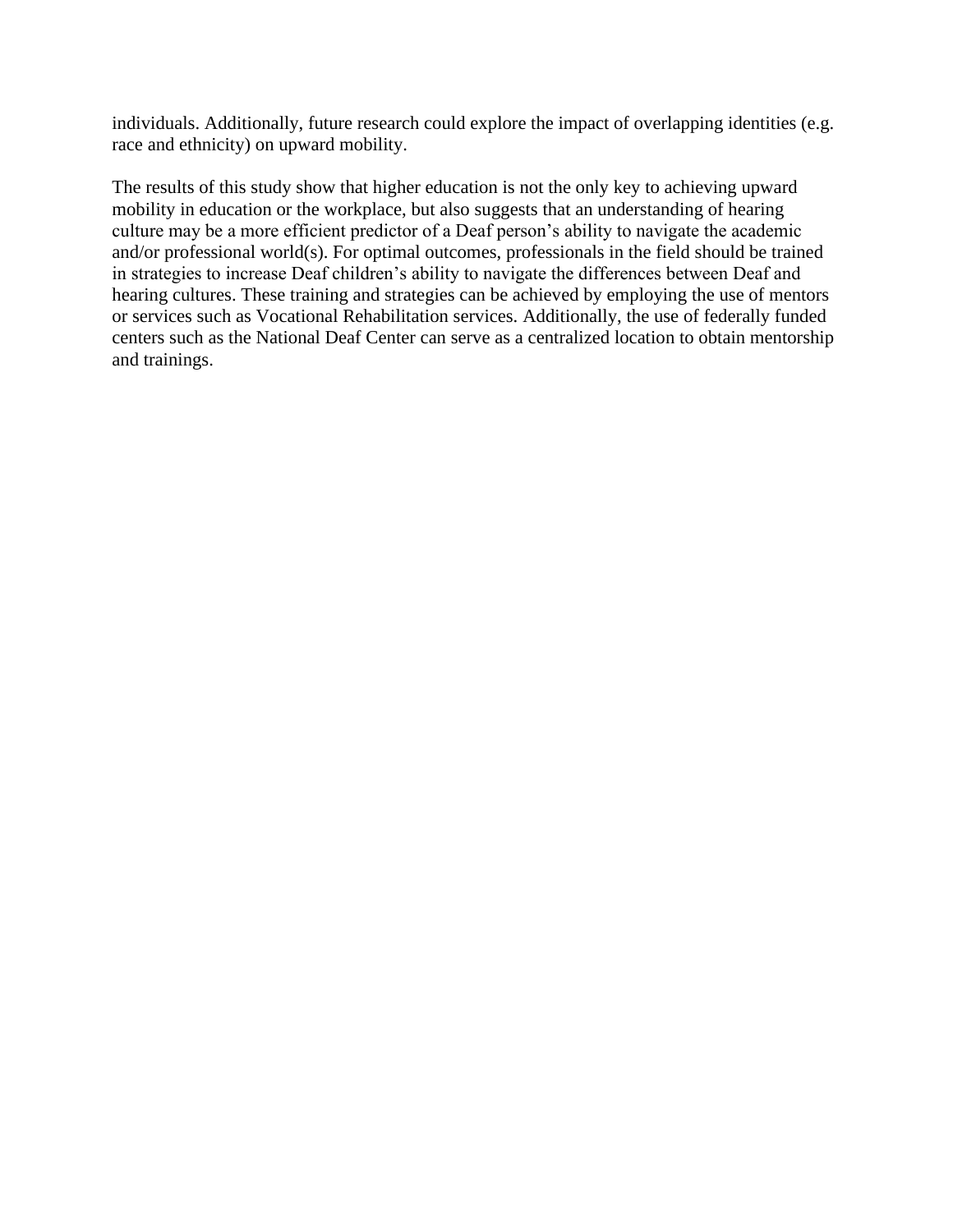individuals. Additionally, future research could explore the impact of overlapping identities (e.g. race and ethnicity) on upward mobility.

The results of this study show that higher education is not the only key to achieving upward mobility in education or the workplace, but also suggests that an understanding of hearing culture may be a more efficient predictor of a Deaf person's ability to navigate the academic and/or professional world(s). For optimal outcomes, professionals in the field should be trained in strategies to increase Deaf children's ability to navigate the differences between Deaf and hearing cultures. These training and strategies can be achieved by employing the use of mentors or services such as Vocational Rehabilitation services. Additionally, the use of federally funded centers such as the National Deaf Center can serve as a centralized location to obtain mentorship and trainings.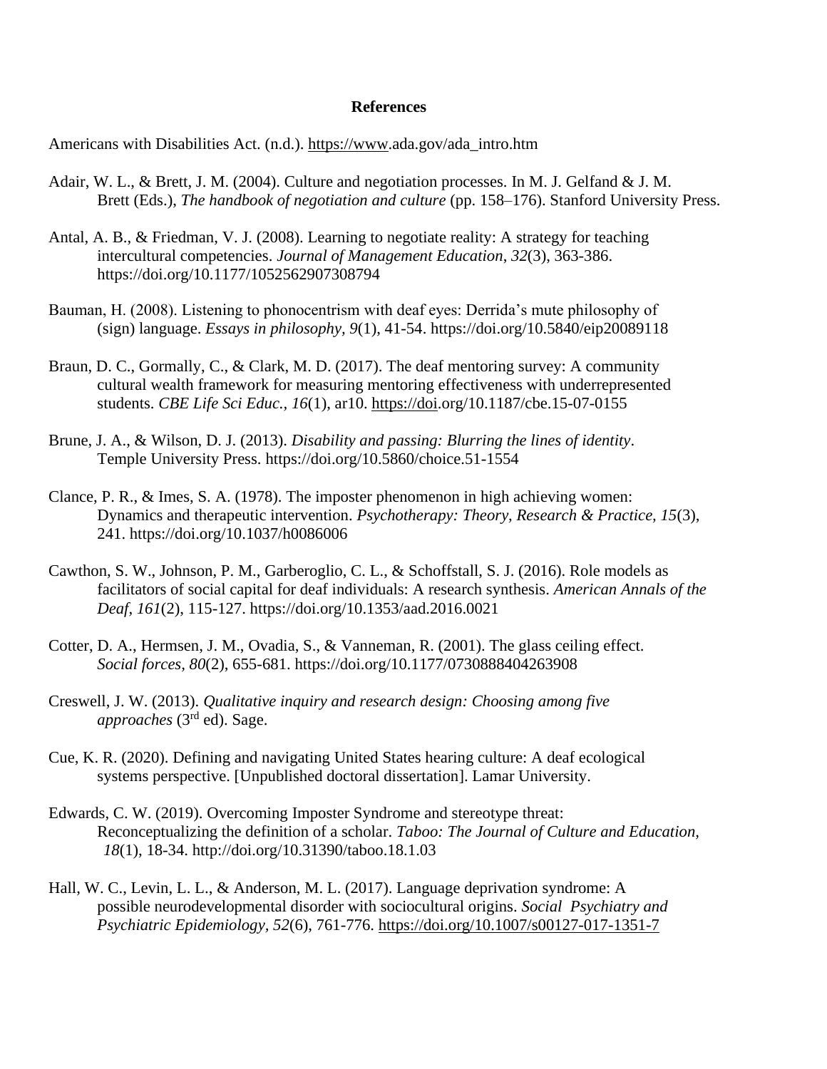## References

Americans with Disabilities Act. (n.d.). https://www.ada.gov/ada_intro.htm

Adair, W. L., & Brett, J. M. (2004). Culture and negotiation processes. In M. J. Gelfand & J. M. Brett (Eds.), *The handbook of negotiation and culture* (pp. 158–176). Stanford University Press.

Antal, A. B., & Friedman, V. J. (2008). Learning to negotiate reality: A strategy for teaching intercultural competencies. *Journal of Management Education*, *32*(3), 363-386. https://doi.org/10.1177/1052562907308794

Bauman, H. (2008). Listening to phonocentrism with deaf eyes: Derrida's mute philosophy of (sign) language. *Essays in philosophy, 9*(1), 41-54. https://doi.org/10.5840/eip20089118

Braun, D. C., Gormally, C., & Clark, M. D. (2017). The deaf mentoring survey: A community cultural wealth framework for measuring mentoring effectiveness with underrepresented students. *CBE Life Sci Educ., 16*(1), ar10. https://doi.org/10.1187/cbe.15-07-0155

Brune, J. A., & Wilson, D. J. (2013). *Disability and passing: Blurring the lines of identity*. Temple University Press. https://doi.org/10.5860/choice.51-1554

Clance, P. R., & Imes, S. A. (1978). The imposter phenomenon in high achieving women: Dynamics and therapeutic intervention. *Psychotherapy: Theory, Research & Practice, 15*(3), 241. https://doi.org/10.1037/h0086006

Cawthon, S. W., Johnson, P. M., Garberoglio, C. L., & Schoffstall, S. J. (2016). Role models as facilitators of social capital for deaf individuals: A research synthesis. *American Annals of the Deaf*, *161*(2), 115-127. https://doi.org/10.1353/aad.2016.0021

Cotter, D. A., Hermsen, J. M., Ovadia, S., & Vanneman, R. (2001). The glass ceiling effect. *Social forces, 80*(2), 655-681. https://doi.org/10.1177/0730888404263908

Creswell, J. W. (2013). *Qualitative inquiry and research design: Choosing among five approaches* (3rd ed). Sage.

Cue, K. R. (2020). Defining and navigating United States hearing culture: A deaf ecological systems perspective. [Unpublished doctoral dissertation]. Lamar University.

Edwards, C. W. (2019). Overcoming Imposter Syndrome and stereotype threat: Reconceptualizing the definition of a scholar. *Taboo: The Journal of Culture and Education, 18*(1), 18-34. http://doi.org/10.31390/taboo.18.1.03

Hall, W. C., Levin, L. L., & Anderson, M. L. (2017). Language deprivation syndrome: A possible neurodevelopmental disorder with sociocultural origins. *Social Psychiatry and Psychiatric Epidemiology*, *52*(6), 761-776. https://doi.org/10.1007/s00127-017-1351-7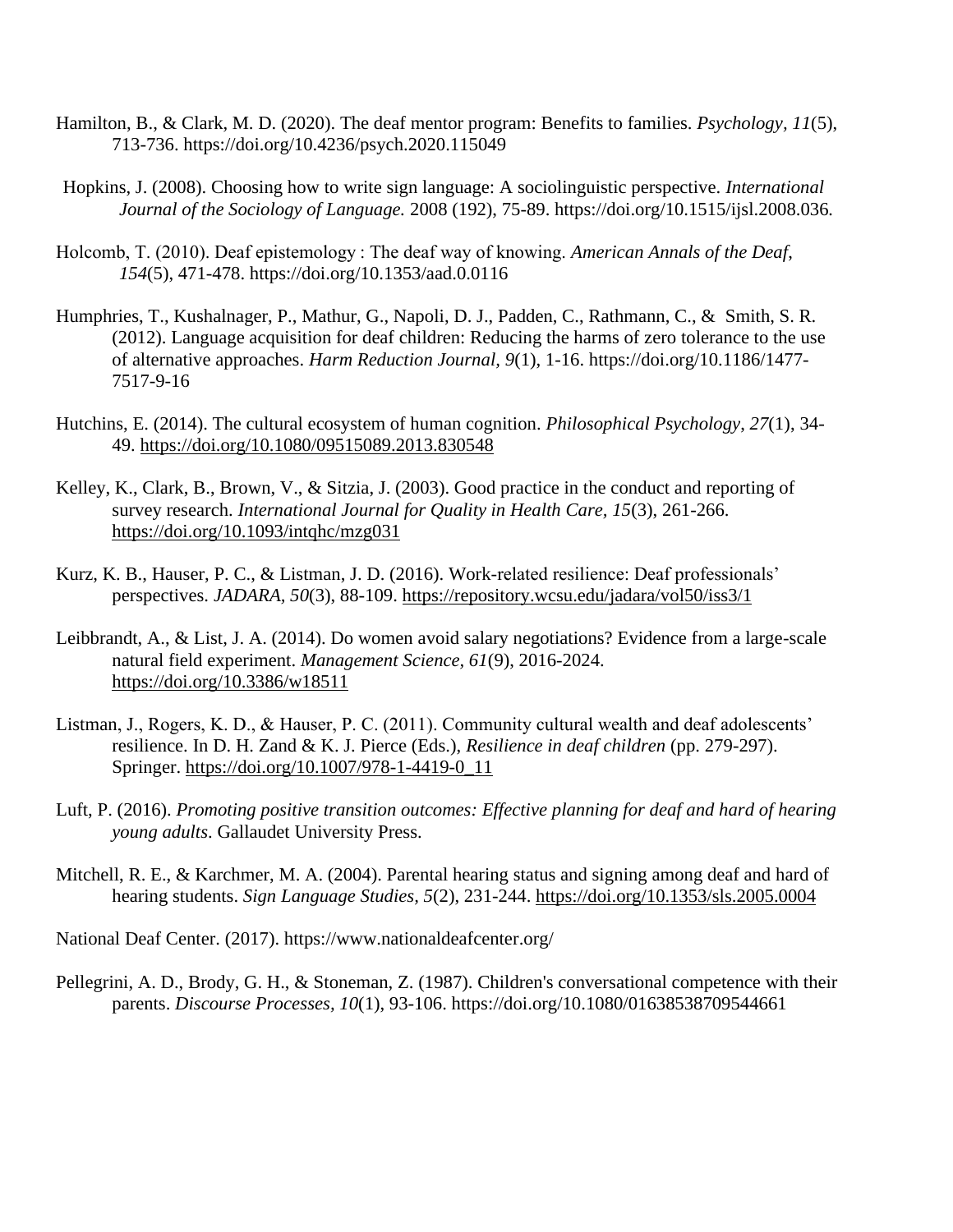Hamilton, B., & Clark, M. D. (2020). The deaf mentor program: Benefits to families. *Psychology, 11*(5), 713-736. https://doi.org/10.4236/psych.2020.115049

Hopkins, J. (2008). Choosing how to write sign language: A sociolinguistic perspective. *International Journal of the Sociology of Language.* 2008 (192), 75-89. https://doi.org/10.1515/ijsl.2008.036.

Holcomb, T. (2010). Deaf epistemology : The deaf way of knowing. *American Annals of the Deaf, 154*(5), 471-478. https://doi.org/10.1353/aad.0.0116

Humphries, T., Kushalnager, P., Mathur, G., Napoli, D. J., Padden, C., Rathmann, C., & Smith, S. R. (2012). Language acquisition for deaf children: Reducing the harms of zero tolerance to the use of alternative approaches. *Harm Reduction Journal, 9*(1), 1-16. https://doi.org/10.1186/1477-7517-9-16

Hutchins, E. (2014). The cultural ecosystem of human cognition. *Philosophical Psychology*, *27*(1), 34-49. https://doi.org/10.1080/09515089.2013.830548

Kelley, K., Clark, B., Brown, V., & Sitzia, J. (2003). Good practice in the conduct and reporting of survey research. *International Journal for Quality in Health Care, 15*(3), 261-266. https://doi.org/10.1093/intqhc/mzg031

Kurz, K. B., Hauser, P. C., & Listman, J. D. (2016). Work-related resilience: Deaf professionals' perspectives. *JADARA, 50*(3), 88-109. https://repository.wcsu.edu/jadara/vol50/iss3/1

Leibbrandt, A., & List, J. A. (2014). Do women avoid salary negotiations? Evidence from a large-scale natural field experiment. *Management Science, 61*(9), 2016-2024. https://doi.org/10.3386/w18511

Listman, J., Rogers, K. D., & Hauser, P. C. (2011). Community cultural wealth and deaf adolescents' resilience. In D. H. Zand & K. J. Pierce (Eds.), *Resilience in deaf children* (pp. 279-297). Springer. https://doi.org/10.1007/978-1-4419-0_11

Luft, P. (2016). *Promoting positive transition outcomes: Effective planning for deaf and hard of hearing young adults*. Gallaudet University Press.

Mitchell, R. E., & Karchmer, M. A. (2004). Parental hearing status and signing among deaf and hard of hearing students. *Sign Language Studies, 5*(2), 231-244. https://doi.org/10.1353/sls.2005.0004

National Deaf Center. (2017). https://www.nationaldeafcenter.org/

Pellegrini, A. D., Brody, G. H., & Stoneman, Z. (1987). Children's conversational competence with their parents. *Discourse Processes, 10*(1), 93-106. https://doi.org/10.1080/01638538709544661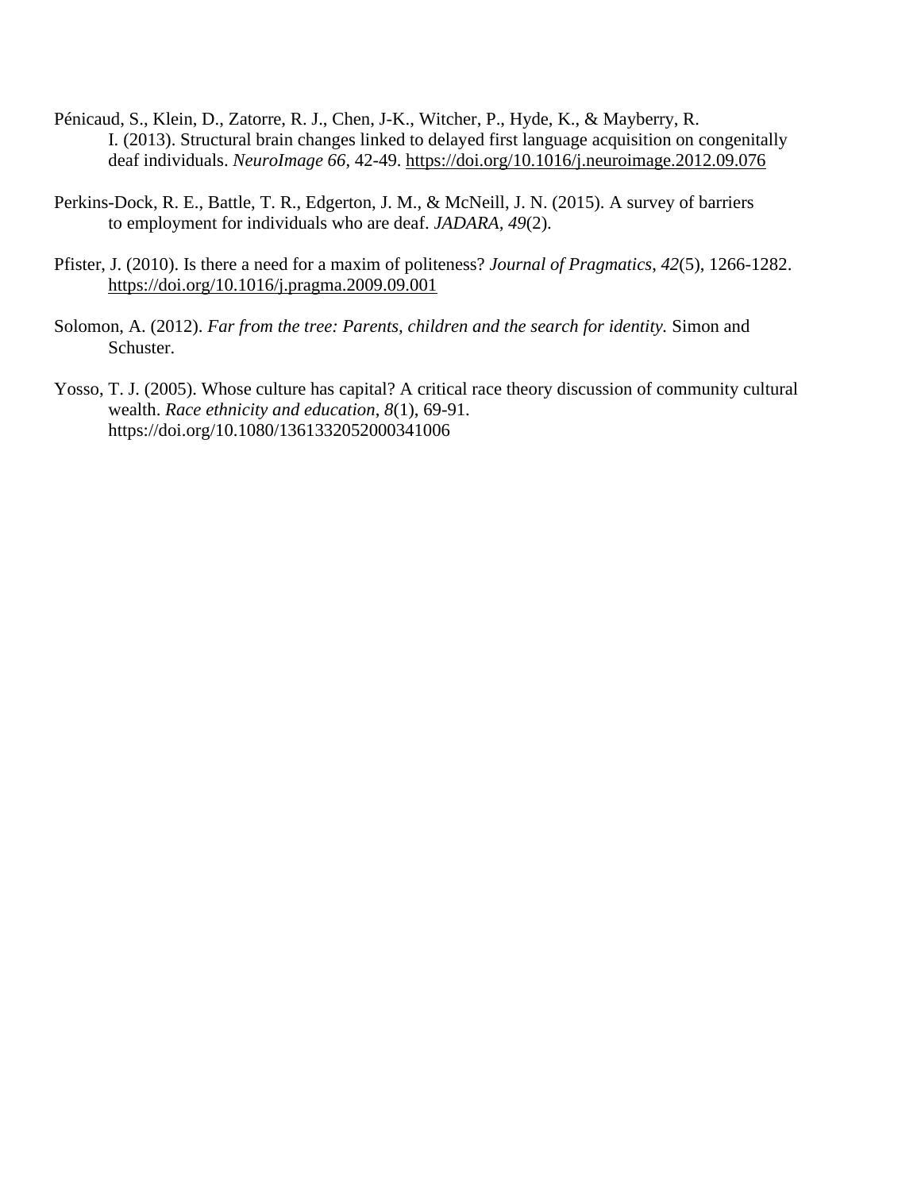Pénicaud, S., Klein, D., Zatorre, R. J., Chen, J-K., Witcher, P., Hyde, K., & Mayberry, R. I. (2013). Structural brain changes linked to delayed first language acquisition on congenitally deaf individuals. *NeuroImage 66*, 42-49. https://doi.org/10.1016/j.neuroimage.2012.09.076

Perkins-Dock, R. E., Battle, T. R., Edgerton, J. M., & McNeill, J. N. (2015). A survey of barriers to employment for individuals who are deaf. *JADARA, 49*(2).

Pfister, J. (2010). Is there a need for a maxim of politeness? *Journal of Pragmatics*, *42*(5), 1266-1282. https://doi.org/10.1016/j.pragma.2009.09.001

Solomon, A. (2012). *Far from the tree: Parents, children and the search for identity.* Simon and Schuster.

Yosso, T. J. (2005). Whose culture has capital? A critical race theory discussion of community cultural wealth. *Race ethnicity and education*, *8*(1), 69-91. https://doi.org/10.1080/1361332052000341006